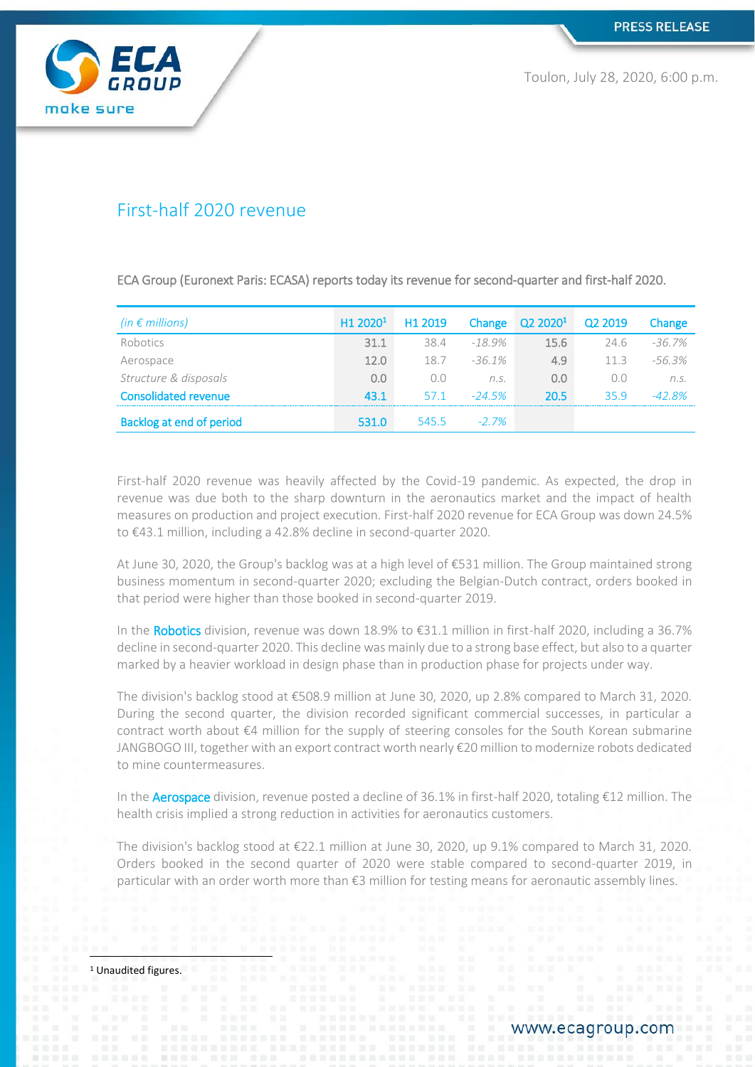PRESS RELEASE

Toulon, July 28, 2020, 6:00 p.m.

# First-half 2020 revenue

ECA Group (Euronext Paris: ECASA) reports today its revenue for second-quarter and first-half 2020.

| *(in € millions)* | H1 2020[1] | H1 2019 | Change | Q2 2020[1] | Q2 2019 | Change |
|---|---|---|---|---|---|---|
| Robotics | 31.1 | 38.4 | *-18.9%* | 15.6 | 24.6 | *-36.7%* |
| Aerospace | 12.0 | 18.7 | *-36.1%* | 4.9 | 11.3 | *-56.3%* |
| *Structure & disposals* | 0.0 | 0.0 | *n.s.* | 0.0 | 0.0 | *n.s.* |
| **Consolidated revenue** | 43.1 | 57.1 | *-24.5%* | 20.5 | 35.9 | *-42.8%* |
| **Backlog at end of period** | 531.0 | 545.5 | *-2.7%* | | | |

First-half 2020 revenue was heavily affected by the Covid-19 pandemic. As expected, the drop in revenue was due both to the sharp downturn in the aeronautics market and the impact of health measures on production and project execution. First-half 2020 revenue for ECA Group was down 24.5% to €43.1 million, including a 42.8% decline in second-quarter 2020.

At June 30, 2020, the Group's backlog was at a high level of €531 million. The Group maintained strong business momentum in second-quarter 2020; excluding the Belgian-Dutch contract, orders booked in that period were higher than those booked in second-quarter 2019.

In the **Robotics** division, revenue was down 18.9% to €31.1 million in first-half 2020, including a 36.7% decline in second-quarter 2020. This decline was mainly due to a strong base effect, but also to a quarter marked by a heavier workload in design phase than in production phase for projects under way.

The division's backlog stood at €508.9 million at June 30, 2020, up 2.8% compared to March 31, 2020. During the second quarter, the division recorded significant commercial successes, in particular a contract worth about €4 million for the supply of steering consoles for the South Korean submarine JANGBOGO III, together with an export contract worth nearly €20 million to modernize robots dedicated to mine countermeasures.

In the **Aerospace** division, revenue posted a decline of 36.1% in first-half 2020, totaling €12 million. The health crisis implied a strong reduction in activities for aeronautics customers.

The division's backlog stood at €22.1 million at June 30, 2020, up 9.1% compared to March 31, 2020. Orders booked in the second quarter of 2020 were stable compared to second-quarter 2019, in particular with an order worth more than €3 million for testing means for aeronautic assembly lines.

[1] Unaudited figures.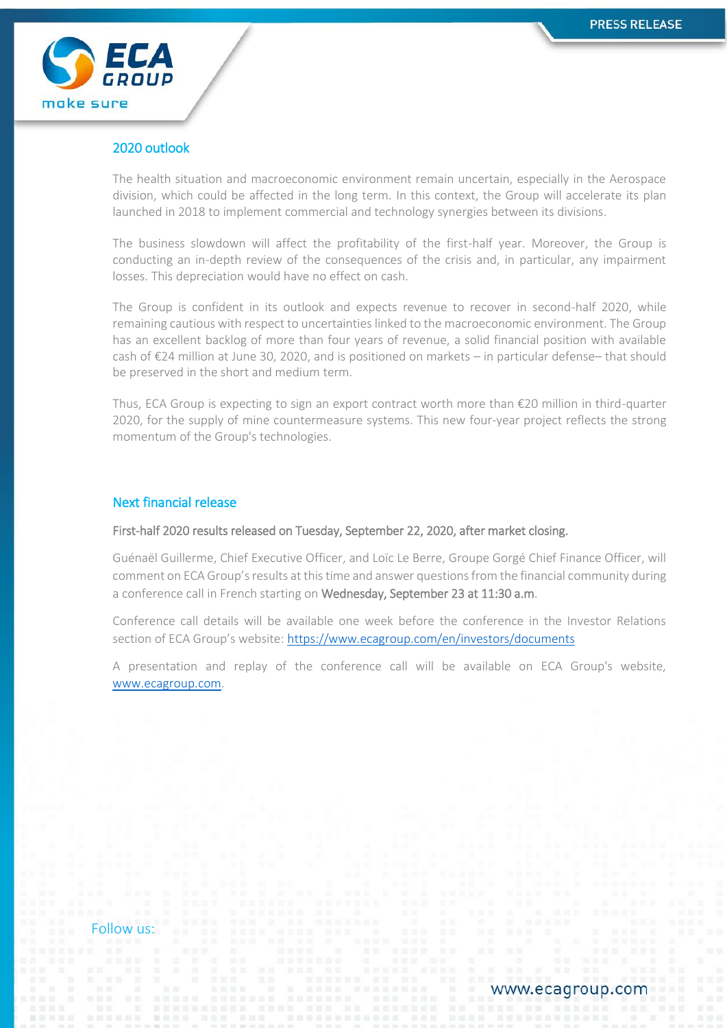## 2020 outlook

The health situation and macroeconomic environment remain uncertain, especially in the Aerospace division, which could be affected in the long term. In this context, the Group will accelerate its plan launched in 2018 to implement commercial and technology synergies between its divisions.

The business slowdown will affect the profitability of the first-half year. Moreover, the Group is conducting an in-depth review of the consequences of the crisis and, in particular, any impairment losses. This depreciation would have no effect on cash.

The Group is confident in its outlook and expects revenue to recover in second-half 2020, while remaining cautious with respect to uncertainties linked to the macroeconomic environment. The Group has an excellent backlog of more than four years of revenue, a solid financial position with available cash of €24 million at June 30, 2020, and is positioned on markets – in particular defense– that should be preserved in the short and medium term.

Thus, ECA Group is expecting to sign an export contract worth more than €20 million in third-quarter 2020, for the supply of mine countermeasure systems. This new four-year project reflects the strong momentum of the Group's technologies.

## Next financial release

First-half 2020 results released on Tuesday, September 22, 2020, after market closing.

Guénaël Guillerme, Chief Executive Officer, and Loïc Le Berre, Groupe Gorgé Chief Finance Officer, will comment on ECA Group's results at this time and answer questions from the financial community during a conference call in French starting on **Wednesday, September 23 at 11:30 a.m**.

Conference call details will be available one week before the conference in the Investor Relations section of ECA Group's website: https://www.ecagroup.com/en/investors/documents

A presentation and replay of the conference call will be available on ECA Group's website, www.ecagroup.com.

Follow us:

www.ecagroup.com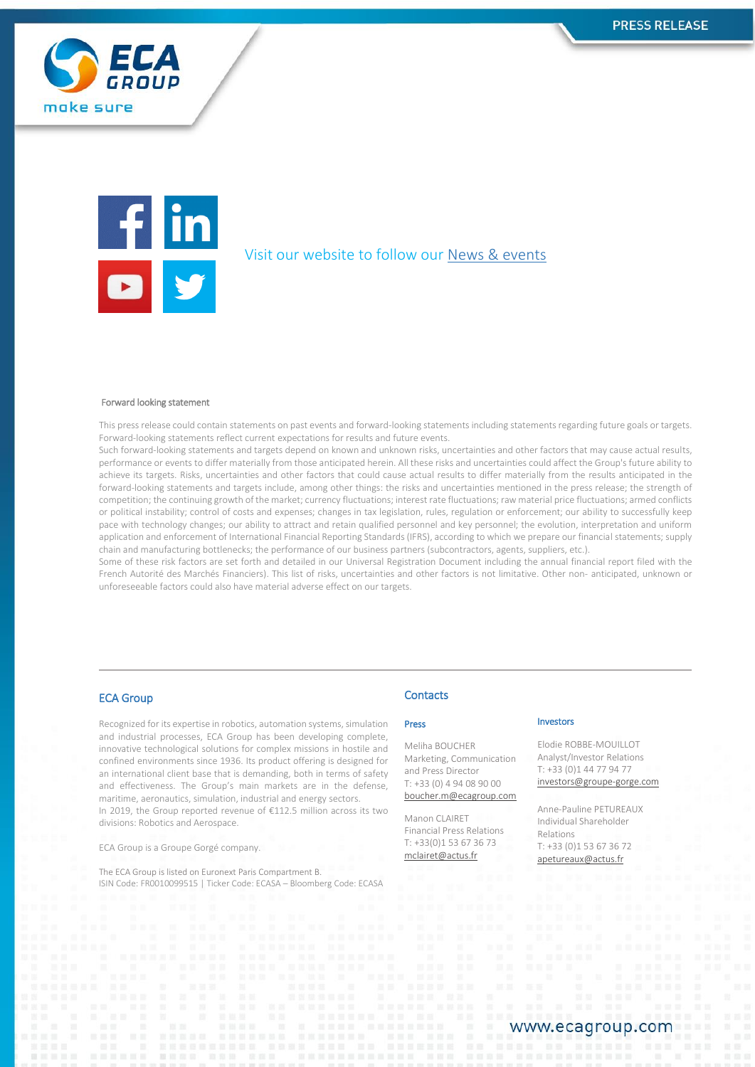Visit our website to follow our News & events

Forward looking statement

This press release could contain statements on past events and forward-looking statements including statements regarding future goals or targets. Forward-looking statements reflect current expectations for results and future events.
Such forward-looking statements and targets depend on known and unknown risks, uncertainties and other factors that may cause actual results, performance or events to differ materially from those anticipated herein. All these risks and uncertainties could affect the Group's future ability to achieve its targets. Risks, uncertainties and other factors that could cause actual results to differ materially from the results anticipated in the forward-looking statements and targets include, among other things: the risks and uncertainties mentioned in the press release; the strength of competition; the continuing growth of the market; currency fluctuations; interest rate fluctuations; raw material price fluctuations; armed conflicts or political instability; control of costs and expenses; changes in tax legislation, rules, regulation or enforcement; our ability to successfully keep pace with technology changes; our ability to attract and retain qualified personnel and key personnel; the evolution, interpretation and uniform application and enforcement of International Financial Reporting Standards (IFRS), according to which we prepare our financial statements; supply chain and manufacturing bottlenecks; the performance of our business partners (subcontractors, agents, suppliers, etc.).
Some of these risk factors are set forth and detailed in our Universal Registration Document including the annual financial report filed with the French Autorité des Marchés Financiers). This list of risks, uncertainties and other factors is not limitative. Other non- anticipated, unknown or unforeseeable factors could also have material adverse effect on our targets.

## ECA Group

Recognized for its expertise in robotics, automation systems, simulation and industrial processes, ECA Group has been developing complete, innovative technological solutions for complex missions in hostile and confined environments since 1936. Its product offering is designed for an international client base that is demanding, both in terms of safety and effectiveness. The Group's main markets are in the defense, maritime, aeronautics, simulation, industrial and energy sectors.
In 2019, the Group reported revenue of €112.5 million across its two divisions: Robotics and Aerospace.

ECA Group is a Groupe Gorgé company.

The ECA Group is listed on Euronext Paris Compartment B.
ISIN Code: FR0010099515 | Ticker Code: ECASA – Bloomberg Code: ECASA

## Contacts

### Press

Meliha BOUCHER
Marketing, Communication and Press Director
T: +33 (0) 4 94 08 90 00
boucher.m@ecagroup.com

Manon CLAIRET
Financial Press Relations
T: +33(0)1 53 67 36 73
mclairet@actus.fr

### Investors

Elodie ROBBE-MOUILLOT
Analyst/Investor Relations
T: +33 (0)1 44 77 94 77
investors@groupe-gorge.com

Anne-Pauline PETUREAUX
Individual Shareholder Relations
T: +33 (0)1 53 67 36 72
apetureaux@actus.fr

www.ecagroup.com